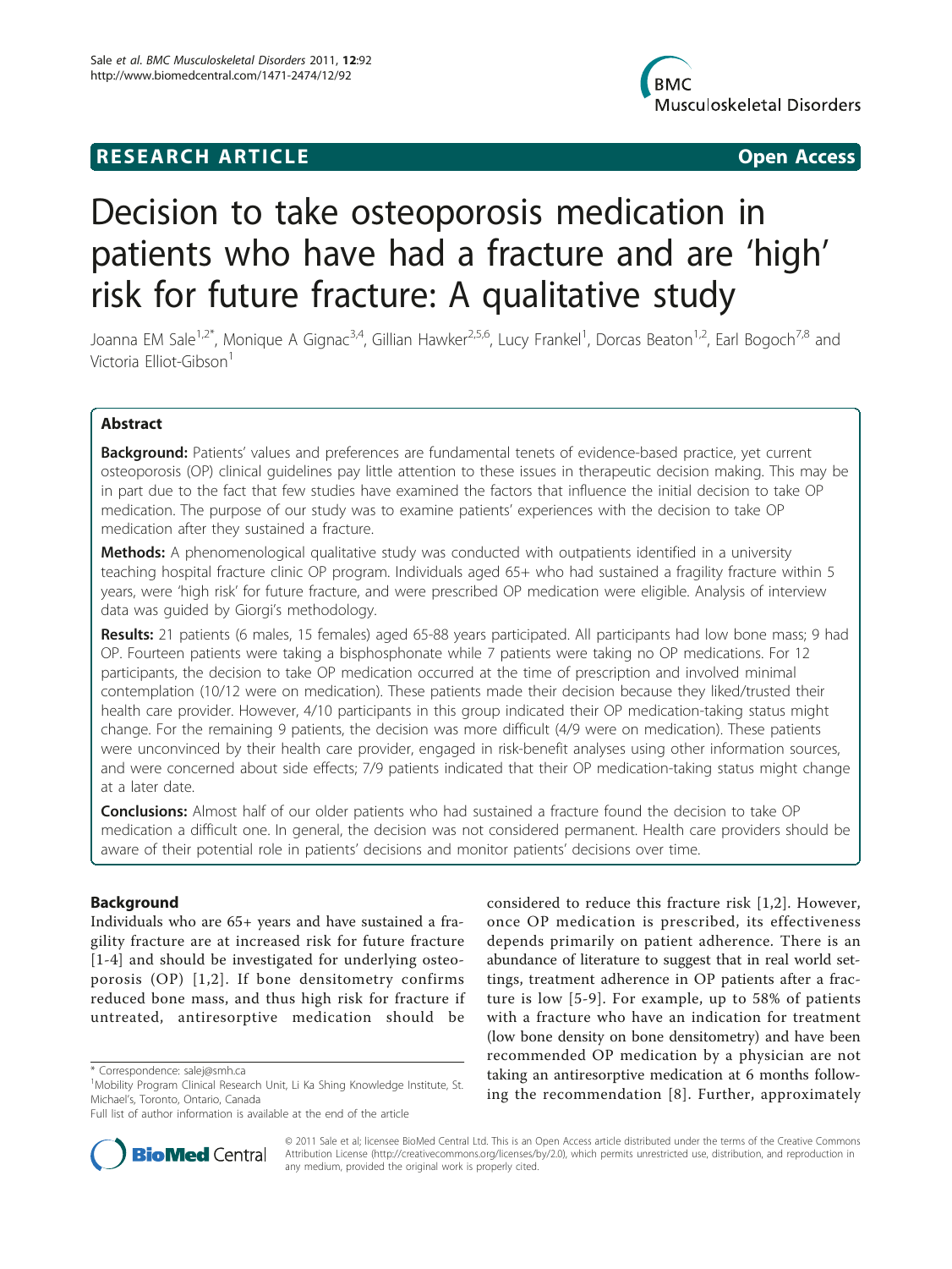**RESEARCH ARTICLE** **Open Access**

# Decision to take osteoporosis medication in patients who have had a fracture and are 'high' risk for future fracture: A qualitative study

Joanna EM Sale[1,2*], Monique A Gignac[3,4], Gillian Hawker[2,5,6], Lucy Frankel[1], Dorcas Beaton[1,2], Earl Bogoch[7,8] and Victoria Elliot-Gibson[1]

## Abstract

**Background:** Patients' values and preferences are fundamental tenets of evidence-based practice, yet current osteoporosis (OP) clinical guidelines pay little attention to these issues in therapeutic decision making. This may be in part due to the fact that few studies have examined the factors that influence the initial decision to take OP medication. The purpose of our study was to examine patients' experiences with the decision to take OP medication after they sustained a fracture.

**Methods:** A phenomenological qualitative study was conducted with outpatients identified in a university teaching hospital fracture clinic OP program. Individuals aged 65+ who had sustained a fragility fracture within 5 years, were 'high risk' for future fracture, and were prescribed OP medication were eligible. Analysis of interview data was guided by Giorgi's methodology.

**Results:** 21 patients (6 males, 15 females) aged 65-88 years participated. All participants had low bone mass; 9 had OP. Fourteen patients were taking a bisphosphonate while 7 patients were taking no OP medications. For 12 participants, the decision to take OP medication occurred at the time of prescription and involved minimal contemplation (10/12 were on medication). These patients made their decision because they liked/trusted their health care provider. However, 4/10 participants in this group indicated their OP medication-taking status might change. For the remaining 9 patients, the decision was more difficult (4/9 were on medication). These patients were unconvinced by their health care provider, engaged in risk-benefit analyses using other information sources, and were concerned about side effects; 7/9 patients indicated that their OP medication-taking status might change at a later date.

**Conclusions:** Almost half of our older patients who had sustained a fracture found the decision to take OP medication a difficult one. In general, the decision was not considered permanent. Health care providers should be aware of their potential role in patients' decisions and monitor patients' decisions over time.

## Background

Individuals who are 65+ years and have sustained a fragility fracture are at increased risk for future fracture [1-4] and should be investigated for underlying osteoporosis (OP) [1,2]. If bone densitometry confirms reduced bone mass, and thus high risk for fracture if untreated, antiresorptive medication should be considered to reduce this fracture risk [1,2]. However, once OP medication is prescribed, its effectiveness depends primarily on patient adherence. There is an abundance of literature to suggest that in real world settings, treatment adherence in OP patients after a fracture is low [5-9]. For example, up to 58% of patients with a fracture who have an indication for treatment (low bone density on bone densitometry) and have been recommended OP medication by a physician are not taking an antiresorptive medication at 6 months following the recommendation [8]. Further, approximately

\* Correspondence: salej@smh.ca
[1]Mobility Program Clinical Research Unit, Li Ka Shing Knowledge Institute, St. Michael's, Toronto, Ontario, Canada
Full list of author information is available at the end of the article

© 2011 Sale et al; licensee BioMed Central Ltd. This is an Open Access article distributed under the terms of the Creative Commons Attribution License (http://creativecommons.org/licenses/by/2.0), which permits unrestricted use, distribution, and reproduction in any medium, provided the original work is properly cited.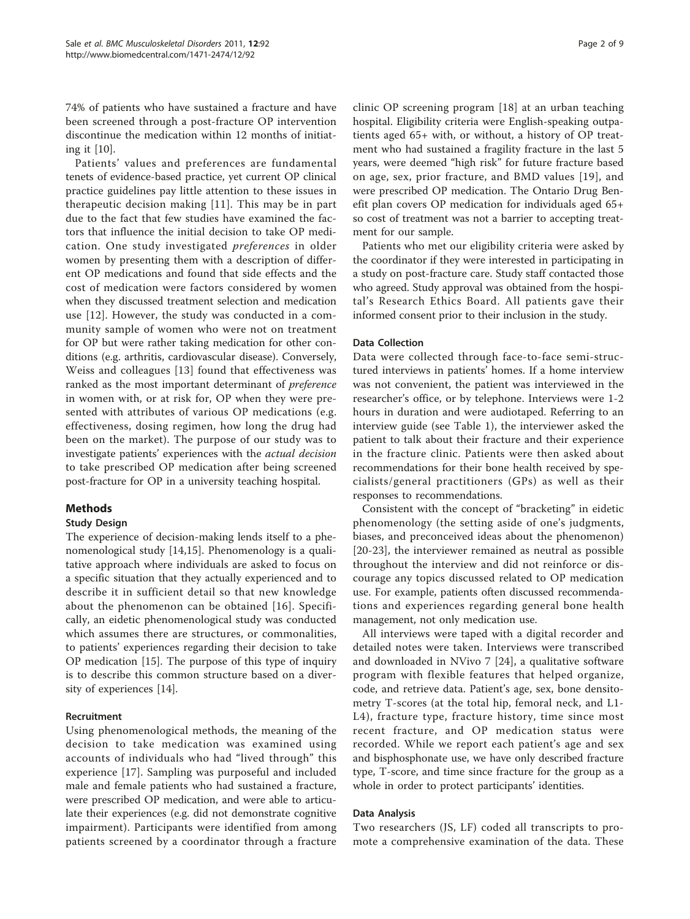74% of patients who have sustained a fracture and have been screened through a post-fracture OP intervention discontinue the medication within 12 months of initiating it [10].

Patients' values and preferences are fundamental tenets of evidence-based practice, yet current OP clinical practice guidelines pay little attention to these issues in therapeutic decision making [11]. This may be in part due to the fact that few studies have examined the factors that influence the initial decision to take OP medication. One study investigated *preferences* in older women by presenting them with a description of different OP medications and found that side effects and the cost of medication were factors considered by women when they discussed treatment selection and medication use [12]. However, the study was conducted in a community sample of women who were not on treatment for OP but were rather taking medication for other conditions (e.g. arthritis, cardiovascular disease). Conversely, Weiss and colleagues [13] found that effectiveness was ranked as the most important determinant of *preference* in women with, or at risk for, OP when they were presented with attributes of various OP medications (e.g. effectiveness, dosing regimen, how long the drug had been on the market). The purpose of our study was to investigate patients' experiences with the *actual decision* to take prescribed OP medication after being screened post-fracture for OP in a university teaching hospital.

## Methods

### Study Design

The experience of decision-making lends itself to a phenomenological study [14,15]. Phenomenology is a qualitative approach where individuals are asked to focus on a specific situation that they actually experienced and to describe it in sufficient detail so that new knowledge about the phenomenon can be obtained [16]. Specifically, an eidetic phenomenological study was conducted which assumes there are structures, or commonalities, to patients' experiences regarding their decision to take OP medication [15]. The purpose of this type of inquiry is to describe this common structure based on a diversity of experiences [14].

### Recruitment

Using phenomenological methods, the meaning of the decision to take medication was examined using accounts of individuals who had "lived through" this experience [17]. Sampling was purposeful and included male and female patients who had sustained a fracture, were prescribed OP medication, and were able to articulate their experiences (e.g. did not demonstrate cognitive impairment). Participants were identified from among patients screened by a coordinator through a fracture clinic OP screening program [18] at an urban teaching hospital. Eligibility criteria were English-speaking outpatients aged 65+ with, or without, a history of OP treatment who had sustained a fragility fracture in the last 5 years, were deemed "high risk" for future fracture based on age, sex, prior fracture, and BMD values [19], and were prescribed OP medication. The Ontario Drug Benefit plan covers OP medication for individuals aged 65+ so cost of treatment was not a barrier to accepting treatment for our sample.

Patients who met our eligibility criteria were asked by the coordinator if they were interested in participating in a study on post-fracture care. Study staff contacted those who agreed. Study approval was obtained from the hospital's Research Ethics Board. All patients gave their informed consent prior to their inclusion in the study.

### Data Collection

Data were collected through face-to-face semi-structured interviews in patients' homes. If a home interview was not convenient, the patient was interviewed in the researcher's office, or by telephone. Interviews were 1-2 hours in duration and were audiotaped. Referring to an interview guide (see Table 1), the interviewer asked the patient to talk about their fracture and their experience in the fracture clinic. Patients were then asked about recommendations for their bone health received by specialists/general practitioners (GPs) as well as their responses to recommendations.

Consistent with the concept of "bracketing" in eidetic phenomenology (the setting aside of one's judgments, biases, and preconceived ideas about the phenomenon) [20-23], the interviewer remained as neutral as possible throughout the interview and did not reinforce or discourage any topics discussed related to OP medication use. For example, patients often discussed recommendations and experiences regarding general bone health management, not only medication use.

All interviews were taped with a digital recorder and detailed notes were taken. Interviews were transcribed and downloaded in NVivo 7 [24], a qualitative software program with flexible features that helped organize, code, and retrieve data. Patient's age, sex, bone densitometry T-scores (at the total hip, femoral neck, and L1-L4), fracture type, fracture history, time since most recent fracture, and OP medication status were recorded. While we report each patient's age and sex and bisphosphonate use, we have only described fracture type, T-score, and time since fracture for the group as a whole in order to protect participants' identities.

### Data Analysis

Two researchers (JS, LF) coded all transcripts to promote a comprehensive examination of the data. These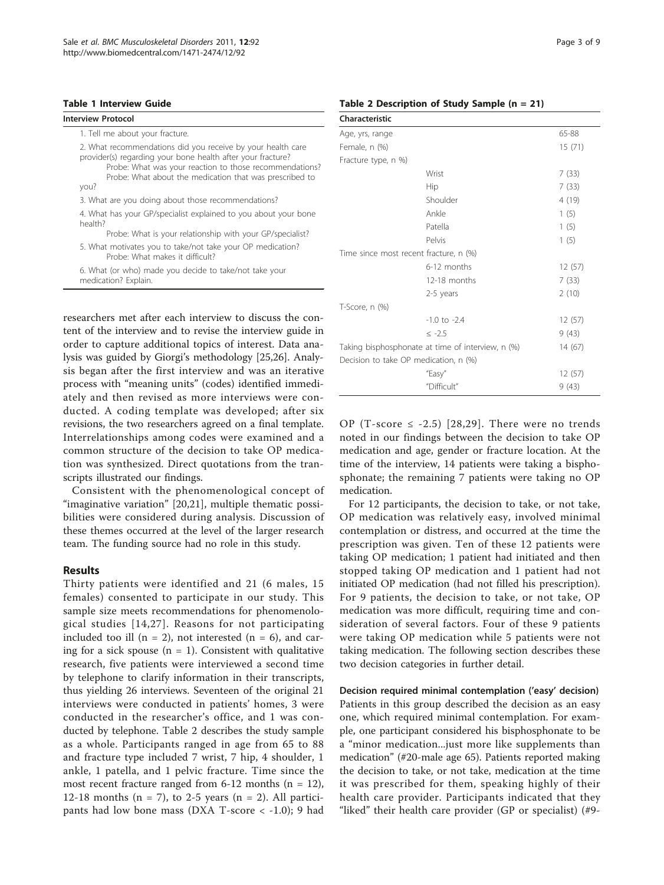**Table 1 Interview Guide**

| Interview Protocol |
|---|
| 1. Tell me about your fracture. |
| 2. What recommendations did you receive by your health care provider(s) regarding your bone health after your fracture? Probe: What was your reaction to those recommendations? Probe: What about the medication that was prescribed to you? |
| 3. What are you doing about those recommendations? |
| 4. What has your GP/specialist explained to you about your bone health? Probe: What is your relationship with your GP/specialist? |
| 5. What motivates you to take/not take your OP medication? Probe: What makes it difficult? |
| 6. What (or who) made you decide to take/not take your medication? Explain. |

researchers met after each interview to discuss the content of the interview and to revise the interview guide in order to capture additional topics of interest. Data analysis was guided by Giorgi's methodology [25,26]. Analysis began after the first interview and was an iterative process with "meaning units" (codes) identified immediately and then revised as more interviews were conducted. A coding template was developed; after six revisions, the two researchers agreed on a final template. Interrelationships among codes were examined and a common structure of the decision to take OP medication was synthesized. Direct quotations from the transcripts illustrated our findings.

Consistent with the phenomenological concept of "imaginative variation" [20,21], multiple thematic possibilities were considered during analysis. Discussion of these themes occurred at the level of the larger research team. The funding source had no role in this study.

## Results

Thirty patients were identified and 21 (6 males, 15 females) consented to participate in our study. This sample size meets recommendations for phenomenological studies [14,27]. Reasons for not participating included too ill (n = 2), not interested (n = 6), and caring for a sick spouse (n = 1). Consistent with qualitative research, five patients were interviewed a second time by telephone to clarify information in their transcripts, thus yielding 26 interviews. Seventeen of the original 21 interviews were conducted in patients' homes, 3 were conducted in the researcher's office, and 1 was conducted by telephone. Table 2 describes the study sample as a whole. Participants ranged in age from 65 to 88 and fracture type included 7 wrist, 7 hip, 4 shoulder, 1 ankle, 1 patella, and 1 pelvic fracture. Time since the most recent fracture ranged from 6-12 months (n = 12), 12-18 months (n = 7), to 2-5 years (n = 2). All participants had low bone mass (DXA T-score < -1.0); 9 had OP (T-score ≤ -2.5) [28,29]. There were no trends noted in our findings between the decision to take OP medication and age, gender or fracture location. At the time of the interview, 14 patients were taking a bisphosphonate; the remaining 7 patients were taking no OP medication.

**Table 2 Description of Study Sample (n = 21)**

| Characteristic | | |
|---|---|---|
| Age, yrs, range | | 65-88 |
| Female, n (%) | | 15 (71) |
| Fracture type, n %) | | |
| | Wrist | 7 (33) |
| | Hip | 7 (33) |
| | Shoulder | 4 (19) |
| | Ankle | 1 (5) |
| | Patella | 1 (5) |
| | Pelvis | 1 (5) |
| Time since most recent fracture, n (%) | | |
| | 6-12 months | 12 (57) |
| | 12-18 months | 7 (33) |
| | 2-5 years | 2 (10) |
| T-Score, n (%) | | |
| | -1.0 to -2.4 | 12 (57) |
| | ≤ -2.5 | 9 (43) |
| Taking bisphosphonate at time of interview, n (%) | | 14 (67) |
| Decision to take OP medication, n (%) | | |
| | "Easy" | 12 (57) |
| | "Difficult" | 9 (43) |

For 12 participants, the decision to take, or not take, OP medication was relatively easy, involved minimal contemplation or distress, and occurred at the time the prescription was given. Ten of these 12 patients were taking OP medication; 1 patient had initiated and then stopped taking OP medication and 1 patient had not initiated OP medication (had not filled his prescription). For 9 patients, the decision to take, or not take, OP medication was more difficult, requiring time and consideration of several factors. Four of these 9 patients were taking OP medication while 5 patients were not taking medication. The following section describes these two decision categories in further detail.

### Decision required minimal contemplation ('easy' decision)

Patients in this group described the decision as an easy one, which required minimal contemplation. For example, one participant considered his bisphosphonate to be a "minor medication...just more like supplements than medication" (#20-male age 65). Patients reported making the decision to take, or not take, medication at the time it was prescribed for them, speaking highly of their health care provider. Participants indicated that they "liked" their health care provider (GP or specialist) (#9-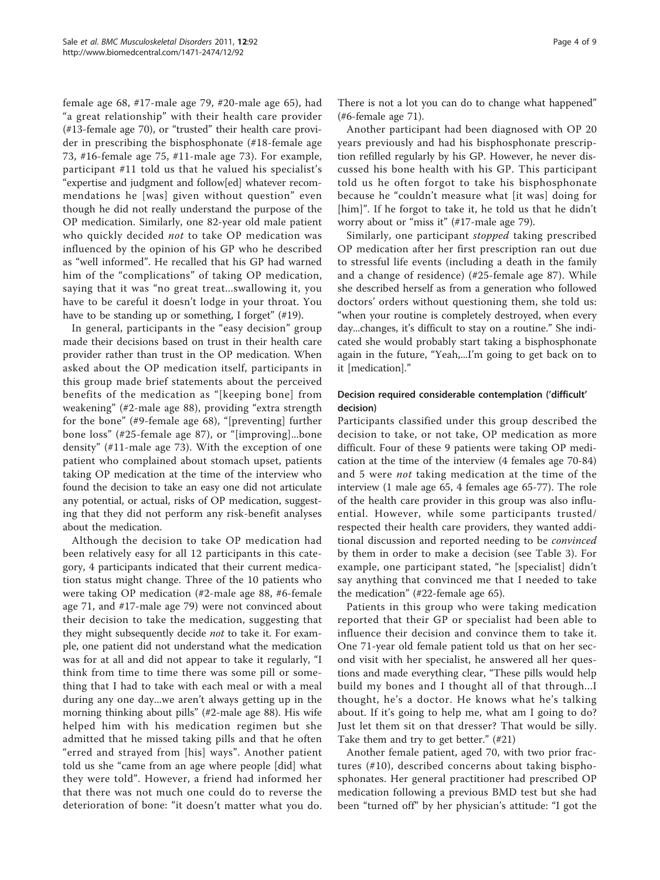female age 68, #17-male age 79, #20-male age 65), had "a great relationship" with their health care provider (#13-female age 70), or "trusted" their health care provider in prescribing the bisphosphonate (#18-female age 73, #16-female age 75, #11-male age 73). For example, participant #11 told us that he valued his specialist's "expertise and judgment and follow[ed] whatever recommendations he [was] given without question" even though he did not really understand the purpose of the OP medication. Similarly, one 82-year old male patient who quickly decided *not* to take OP medication was influenced by the opinion of his GP who he described as "well informed". He recalled that his GP had warned him of the "complications" of taking OP medication, saying that it was "no great treat...swallowing it, you have to be careful it doesn't lodge in your throat. You have to be standing up or something, I forget" (#19).

In general, participants in the "easy decision" group made their decisions based on trust in their health care provider rather than trust in the OP medication. When asked about the OP medication itself, participants in this group made brief statements about the perceived benefits of the medication as "[keeping bone] from weakening" (#2-male age 88), providing "extra strength for the bone" (#9-female age 68), "[preventing] further bone loss" (#25-female age 87), or "[improving]...bone density" (#11-male age 73). With the exception of one patient who complained about stomach upset, patients taking OP medication at the time of the interview who found the decision to take an easy one did not articulate any potential, or actual, risks of OP medication, suggesting that they did not perform any risk-benefit analyses about the medication.

Although the decision to take OP medication had been relatively easy for all 12 participants in this category, 4 participants indicated that their current medication status might change. Three of the 10 patients who were taking OP medication (#2-male age 88, #6-female age 71, and #17-male age 79) were not convinced about their decision to take the medication, suggesting that they might subsequently decide *not* to take it. For example, one patient did not understand what the medication was for at all and did not appear to take it regularly, "I think from time to time there was some pill or something that I had to take with each meal or with a meal during any one day...we aren't always getting up in the morning thinking about pills" (#2-male age 88). His wife helped him with his medication regimen but she admitted that he missed taking pills and that he often "erred and strayed from [his] ways". Another patient told us she "came from an age where people [did] what they were told". However, a friend had informed her that there was not much one could do to reverse the deterioration of bone: "it doesn't matter what you do. There is not a lot you can do to change what happened" (#6-female age 71).

Another participant had been diagnosed with OP 20 years previously and had his bisphosphonate prescription refilled regularly by his GP. However, he never discussed his bone health with his GP. This participant told us he often forgot to take his bisphosphonate because he "couldn't measure what [it was] doing for [him]". If he forgot to take it, he told us that he didn't worry about or "miss it" (#17-male age 79).

Similarly, one participant *stopped* taking prescribed OP medication after her first prescription ran out due to stressful life events (including a death in the family and a change of residence) (#25-female age 87). While she described herself as from a generation who followed doctors' orders without questioning them, she told us: "when your routine is completely destroyed, when every day...changes, it's difficult to stay on a routine." She indicated she would probably start taking a bisphosphonate again in the future, "Yeah,...I'm going to get back on to it [medication]."

#### Decision required considerable contemplation ('difficult' decision)

Participants classified under this group described the decision to take, or not take, OP medication as more difficult. Four of these 9 patients were taking OP medication at the time of the interview (4 females age 70-84) and 5 were *not* taking medication at the time of the interview (1 male age 65, 4 females age 65-77). The role of the health care provider in this group was also influential. However, while some participants trusted/respected their health care providers, they wanted additional discussion and reported needing to be *convinced* by them in order to make a decision (see Table 3). For example, one participant stated, "he [specialist] didn't say anything that convinced me that I needed to take the medication" (#22-female age 65).

Patients in this group who were taking medication reported that their GP or specialist had been able to influence their decision and convince them to take it. One 71-year old female patient told us that on her second visit with her specialist, he answered all her questions and made everything clear, "These pills would help build my bones and I thought all of that through...I thought, he's a doctor. He knows what he's talking about. If it's going to help me, what am I going to do? Just let them sit on that dresser? That would be silly. Take them and try to get better." (#21)

Another female patient, aged 70, with two prior fractures (#10), described concerns about taking bisphosphonates. Her general practitioner had prescribed OP medication following a previous BMD test but she had been "turned off" by her physician's attitude: "I got the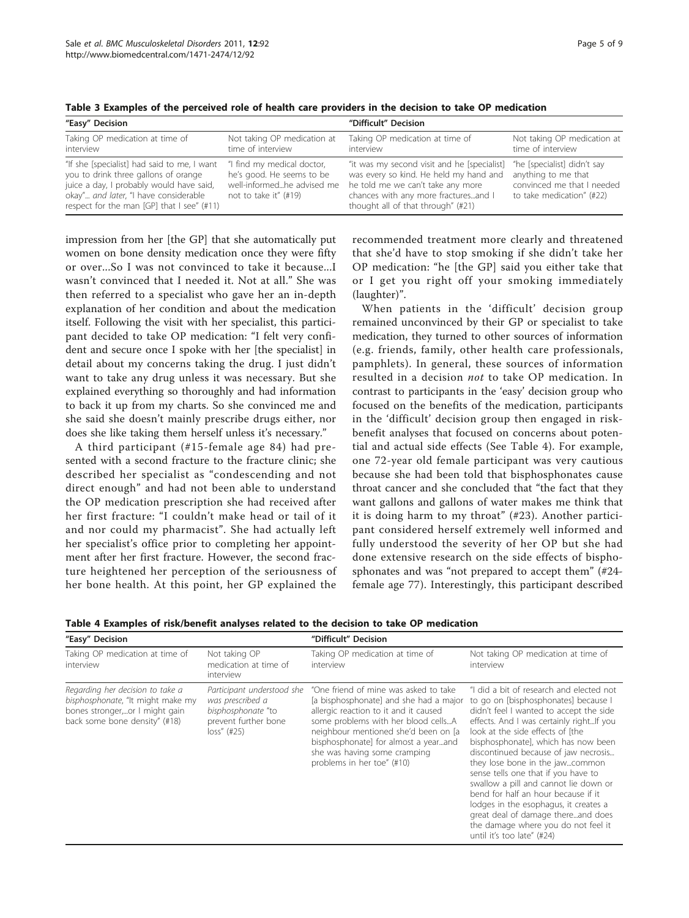**Table 3 Examples of the perceived role of health care providers in the decision to take OP medication**

| "Easy" Decision | | "Difficult" Decision | |
|---|---|---|---|
| Taking OP medication at time of interview | Not taking OP medication at time of interview | Taking OP medication at time of interview | Not taking OP medication at time of interview |
| "If she [specialist] had said to me, I want you to drink three gallons of orange juice a day, I probably would have said, okay"... *and later*, "I have considerable respect for the man [GP] that I see" (#11) | "I find my medical doctor, he's good. He seems to be well-informed...he advised me not to take it" (#19) | "it was my second visit and he [specialist] was every so kind. He held my hand and he told me we can't take any more chances with any more fractures...and I thought all of that through" (#21) | "he [specialist] didn't say anything to me that convinced me that I needed to take medication" (#22) |

impression from her [the GP] that she automatically put women on bone density medication once they were fifty or over...So I was not convinced to take it because...I wasn't convinced that I needed it. Not at all." She was then referred to a specialist who gave her an in-depth explanation of her condition and about the medication itself. Following the visit with her specialist, this participant decided to take OP medication: "I felt very confident and secure once I spoke with her [the specialist] in detail about my concerns taking the drug. I just didn't want to take any drug unless it was necessary. But she explained everything so thoroughly and had information to back it up from my charts. So she convinced me and she said she doesn't mainly prescribe drugs either, nor does she like taking them herself unless it's necessary."

A third participant (#15-female age 84) had presented with a second fracture to the fracture clinic; she described her specialist as "condescending and not direct enough" and had not been able to understand the OP medication prescription she had received after her first fracture: "I couldn't make head or tail of it and nor could my pharmacist". She had actually left her specialist's office prior to completing her appointment after her first fracture. However, the second fracture heightened her perception of the seriousness of her bone health. At this point, her GP explained the recommended treatment more clearly and threatened that she'd have to stop smoking if she didn't take her OP medication: "he [the GP] said you either take that or I get you right off your smoking immediately (laughter)".

When patients in the 'difficult' decision group remained unconvinced by their GP or specialist to take medication, they turned to other sources of information (e.g. friends, family, other health care professionals, pamphlets). In general, these sources of information resulted in a decision *not* to take OP medication. In contrast to participants in the 'easy' decision group who focused on the benefits of the medication, participants in the 'difficult' decision group then engaged in risk-benefit analyses that focused on concerns about potential and actual side effects (See Table 4). For example, one 72-year old female participant was very cautious because she had been told that bisphosphonates cause throat cancer and she concluded that "the fact that they want gallons and gallons of water makes me think that it is doing harm to my throat" (#23). Another participant considered herself extremely well informed and fully understood the severity of her OP but she had done extensive research on the side effects of bisphosphonates and was "not prepared to accept them" (#24-female age 77). Interestingly, this participant described

**Table 4 Examples of risk/benefit analyses related to the decision to take OP medication**

| "Easy" Decision | | "Difficult" Decision | |
|---|---|---|---|
| Taking OP medication at time of interview | Not taking OP medication at time of interview | Taking OP medication at time of interview | Not taking OP medication at time of interview |
| *Regarding her decision to take a bisphosphonate*, "It might make my bones stronger,...or I might gain back some bone density" (#18) | *Participant understood she was prescribed a bisphosphonate* "to prevent further bone loss" (#25) | "One friend of mine was asked to take [a bisphosphonate] and she had a major allergic reaction to it and it caused some problems with her blood cells...A neighbour mentioned she'd been on [a bisphosphonate] for almost a year...and she was having some cramping problems in her toe" (#10) | "I did a bit of research and elected not to go on [bisphosphonates] because I didn't feel I wanted to accept the side effects. And I was certainly right...If you look at the side effects of [the bisphosphonate], which has now been discontinued because of jaw necrosis... they lose bone in the jaw...common sense tells one that if you have to swallow a pill and cannot lie down or bend for half an hour because if it lodges in the esophagus, it creates a great deal of damage there...and does the damage where you do not feel it until it's too late" (#24) |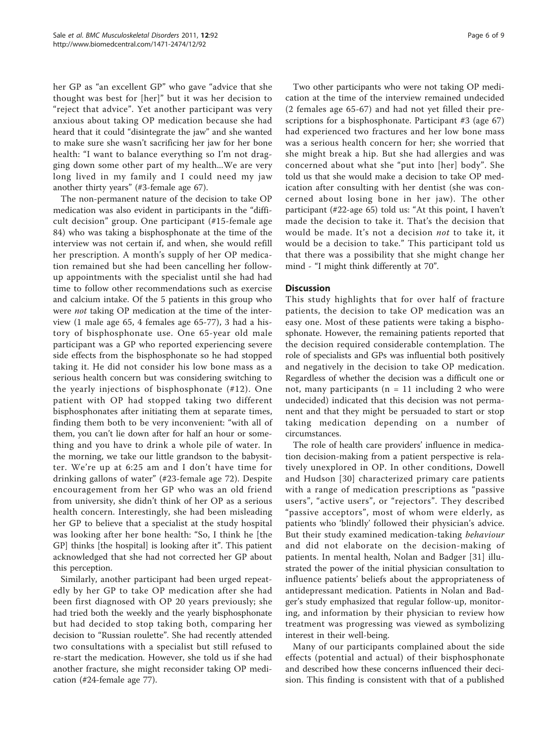her GP as "an excellent GP" who gave "advice that she thought was best for [her]" but it was her decision to "reject that advice". Yet another participant was very anxious about taking OP medication because she had heard that it could "disintegrate the jaw" and she wanted to make sure she wasn't sacrificing her jaw for her bone health: "I want to balance everything so I'm not dragging down some other part of my health...We are very long lived in my family and I could need my jaw another thirty years" (#3-female age 67).

The non-permanent nature of the decision to take OP medication was also evident in participants in the "difficult decision" group. One participant (#15-female age 84) who was taking a bisphosphonate at the time of the interview was not certain if, and when, she would refill her prescription. A month's supply of her OP medication remained but she had been cancelling her follow-up appointments with the specialist until she had had time to follow other recommendations such as exercise and calcium intake. Of the 5 patients in this group who were *not* taking OP medication at the time of the interview (1 male age 65, 4 females age 65-77), 3 had a history of bisphosphonate use. One 65-year old male participant was a GP who reported experiencing severe side effects from the bisphosphonate so he had stopped taking it. He did not consider his low bone mass as a serious health concern but was considering switching to the yearly injections of bisphosphonate (#12). One patient with OP had stopped taking two different bisphosphonates after initiating them at separate times, finding them both to be very inconvenient: "with all of them, you can't lie down after for half an hour or something and you have to drink a whole pile of water. In the morning, we take our little grandson to the babysitter. We're up at 6:25 am and I don't have time for drinking gallons of water" (#23-female age 72). Despite encouragement from her GP who was an old friend from university, she didn't think of her OP as a serious health concern. Interestingly, she had been misleading her GP to believe that a specialist at the study hospital was looking after her bone health: "So, I think he [the GP] thinks [the hospital] is looking after it". This patient acknowledged that she had not corrected her GP about this perception.

Similarly, another participant had been urged repeatedly by her GP to take OP medication after she had been first diagnosed with OP 20 years previously; she had tried both the weekly and the yearly bisphosphonate but had decided to stop taking both, comparing her decision to "Russian roulette". She had recently attended two consultations with a specialist but still refused to re-start the medication. However, she told us if she had another fracture, she might reconsider taking OP medication (#24-female age 77).

Two other participants who were not taking OP medication at the time of the interview remained undecided (2 females age 65-67) and had not yet filled their prescriptions for a bisphosphonate. Participant #3 (age 67) had experienced two fractures and her low bone mass was a serious health concern for her; she worried that she might break a hip. But she had allergies and was concerned about what she "put into [her] body". She told us that she would make a decision to take OP medication after consulting with her dentist (she was concerned about losing bone in her jaw). The other participant (#22-age 65) told us: "At this point, I haven't made the decision to take it. That's the decision that would be made. It's not a decision *not* to take it, it would be a decision to take." This participant told us that there was a possibility that she might change her mind - "I might think differently at 70".

## Discussion

This study highlights that for over half of fracture patients, the decision to take OP medication was an easy one. Most of these patients were taking a bisphosphonate. However, the remaining patients reported that the decision required considerable contemplation. The role of specialists and GPs was influential both positively and negatively in the decision to take OP medication. Regardless of whether the decision was a difficult one or not, many participants (n = 11 including 2 who were undecided) indicated that this decision was not permanent and that they might be persuaded to start or stop taking medication depending on a number of circumstances.

The role of health care providers' influence in medication decision-making from a patient perspective is relatively unexplored in OP. In other conditions, Dowell and Hudson [30] characterized primary care patients with a range of medication prescriptions as "passive users", "active users", or "rejectors". They described "passive acceptors", most of whom were elderly, as patients who 'blindly' followed their physician's advice. But their study examined medication-taking *behaviour* and did not elaborate on the decision-making of patients. In mental health, Nolan and Badger [31] illustrated the power of the initial physician consultation to influence patients' beliefs about the appropriateness of antidepressant medication. Patients in Nolan and Badger's study emphasized that regular follow-up, monitoring, and information by their physician to review how treatment was progressing was viewed as symbolizing interest in their well-being.

Many of our participants complained about the side effects (potential and actual) of their bisphosphonate and described how these concerns influenced their decision. This finding is consistent with that of a published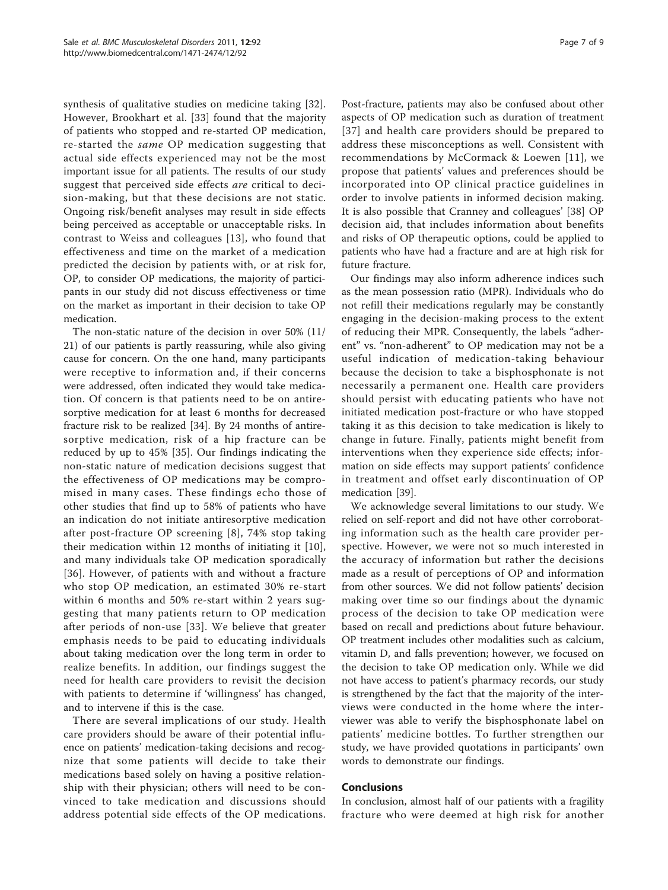synthesis of qualitative studies on medicine taking [32]. However, Brookhart et al. [33] found that the majority of patients who stopped and re-started OP medication, re-started the *same* OP medication suggesting that actual side effects experienced may not be the most important issue for all patients. The results of our study suggest that perceived side effects *are* critical to decision-making, but that these decisions are not static. Ongoing risk/benefit analyses may result in side effects being perceived as acceptable or unacceptable risks. In contrast to Weiss and colleagues [13], who found that effectiveness and time on the market of a medication predicted the decision by patients with, or at risk for, OP, to consider OP medications, the majority of participants in our study did not discuss effectiveness or time on the market as important in their decision to take OP medication.

The non-static nature of the decision in over 50% (11/21) of our patients is partly reassuring, while also giving cause for concern. On the one hand, many participants were receptive to information and, if their concerns were addressed, often indicated they would take medication. Of concern is that patients need to be on antiresorptive medication for at least 6 months for decreased fracture risk to be realized [34]. By 24 months of antiresorptive medication, risk of a hip fracture can be reduced by up to 45% [35]. Our findings indicating the non-static nature of medication decisions suggest that the effectiveness of OP medications may be compromised in many cases. These findings echo those of other studies that find up to 58% of patients who have an indication do not initiate antiresorptive medication after post-fracture OP screening [8], 74% stop taking their medication within 12 months of initiating it [10], and many individuals take OP medication sporadically [36]. However, of patients with and without a fracture who stop OP medication, an estimated 30% re-start within 6 months and 50% re-start within 2 years suggesting that many patients return to OP medication after periods of non-use [33]. We believe that greater emphasis needs to be paid to educating individuals about taking medication over the long term in order to realize benefits. In addition, our findings suggest the need for health care providers to revisit the decision with patients to determine if 'willingness' has changed, and to intervene if this is the case.

There are several implications of our study. Health care providers should be aware of their potential influence on patients' medication-taking decisions and recognize that some patients will decide to take their medications based solely on having a positive relationship with their physician; others will need to be convinced to take medication and discussions should address potential side effects of the OP medications. Post-fracture, patients may also be confused about other aspects of OP medication such as duration of treatment [37] and health care providers should be prepared to address these misconceptions as well. Consistent with recommendations by McCormack & Loewen [11], we propose that patients' values and preferences should be incorporated into OP clinical practice guidelines in order to involve patients in informed decision making. It is also possible that Cranney and colleagues' [38] OP decision aid, that includes information about benefits and risks of OP therapeutic options, could be applied to patients who have had a fracture and are at high risk for future fracture.

Our findings may also inform adherence indices such as the mean possession ratio (MPR). Individuals who do not refill their medications regularly may be constantly engaging in the decision-making process to the extent of reducing their MPR. Consequently, the labels "adherent" vs. "non-adherent" to OP medication may not be a useful indication of medication-taking behaviour because the decision to take a bisphosphonate is not necessarily a permanent one. Health care providers should persist with educating patients who have not initiated medication post-fracture or who have stopped taking it as this decision to take medication is likely to change in future. Finally, patients might benefit from interventions when they experience side effects; information on side effects may support patients' confidence in treatment and offset early discontinuation of OP medication [39].

We acknowledge several limitations to our study. We relied on self-report and did not have other corroborating information such as the health care provider perspective. However, we were not so much interested in the accuracy of information but rather the decisions made as a result of perceptions of OP and information from other sources. We did not follow patients' decision making over time so our findings about the dynamic process of the decision to take OP medication were based on recall and predictions about future behaviour. OP treatment includes other modalities such as calcium, vitamin D, and falls prevention; however, we focused on the decision to take OP medication only. While we did not have access to patient's pharmacy records, our study is strengthened by the fact that the majority of the interviews were conducted in the home where the interviewer was able to verify the bisphosphonate label on patients' medicine bottles. To further strengthen our study, we have provided quotations in participants' own words to demonstrate our findings.

## Conclusions

In conclusion, almost half of our patients with a fragility fracture who were deemed at high risk for another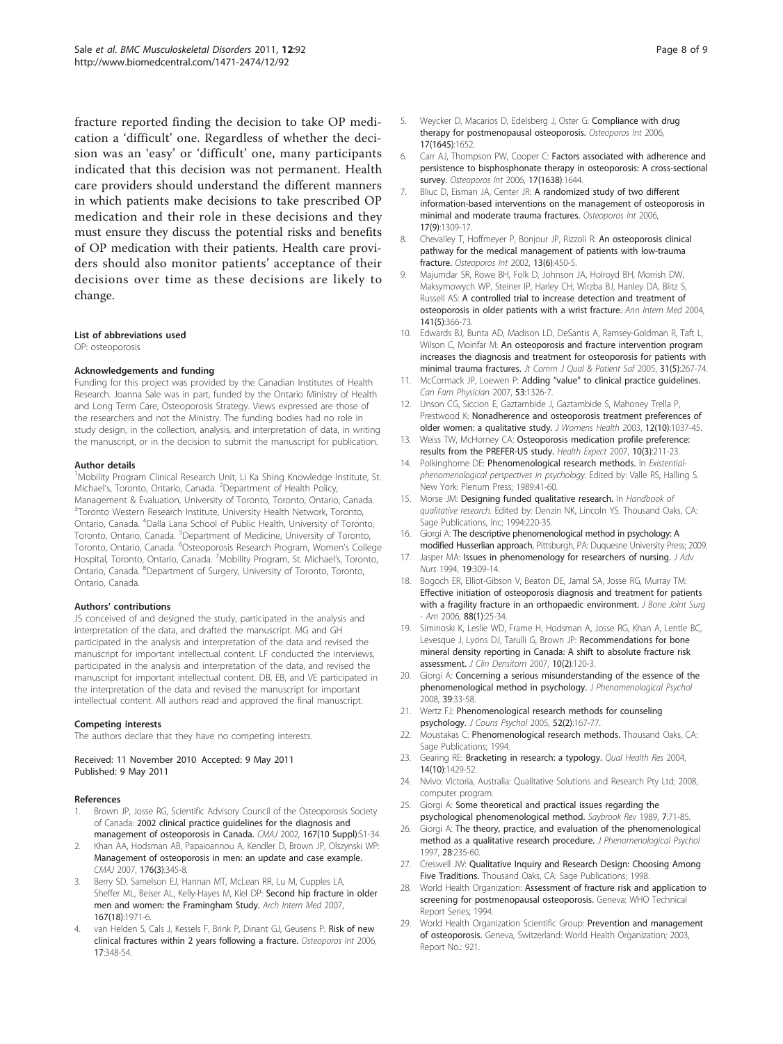fracture reported finding the decision to take OP medication a 'difficult' one. Regardless of whether the decision was an 'easy' or 'difficult' one, many participants indicated that this decision was not permanent. Health care providers should understand the different manners in which patients make decisions to take prescribed OP medication and their role in these decisions and they must ensure they discuss the potential risks and benefits of OP medication with their patients. Health care providers should also monitor patients' acceptance of their decisions over time as these decisions are likely to change.

#### List of abbreviations used

OP: osteoporosis

#### Acknowledgements and funding

Funding for this project was provided by the Canadian Institutes of Health Research. Joanna Sale was in part, funded by the Ontario Ministry of Health and Long Term Care, Osteoporosis Strategy. Views expressed are those of the researchers and not the Ministry. The funding bodies had no role in study design, in the collection, analysis, and interpretation of data, in writing the manuscript, or in the decision to submit the manuscript for publication.

#### Author details

[1]Mobility Program Clinical Research Unit, Li Ka Shing Knowledge Institute, St. Michael's, Toronto, Ontario, Canada. [2]Department of Health Policy, Management & Evaluation, University of Toronto, Toronto, Ontario, Canada. [3]Toronto Western Research Institute, University Health Network, Toronto, Ontario, Canada. [4]Dalla Lana School of Public Health, University of Toronto, Toronto, Ontario, Canada. [5]Department of Medicine, University of Toronto, Toronto, Ontario, Canada. [6]Osteoporosis Research Program, Women's College Hospital, Toronto, Ontario, Canada. [7]Mobility Program, St. Michael's, Toronto, Ontario, Canada. [8]Department of Surgery, University of Toronto, Toronto, Ontario, Canada.

#### Authors' contributions

JS conceived of and designed the study, participated in the analysis and interpretation of the data, and drafted the manuscript. MG and GH participated in the analysis and interpretation of the data and revised the manuscript for important intellectual content. LF conducted the interviews, participated in the analysis and interpretation of the data, and revised the manuscript for important intellectual content. DB, EB, and VE participated in the interpretation of the data and revised the manuscript for important intellectual content. All authors read and approved the final manuscript.

#### Competing interests

The authors declare that they have no competing interests.

Received: 11 November 2010 Accepted: 9 May 2011
Published: 9 May 2011

#### References

1. Brown JP, Josse RG, Scientific Advisory Council of the Osteoporosis Society of Canada: **2002 clinical practice guidelines for the diagnosis and management of osteoporosis in Canada.** *CMAJ* 2002, **167(10 Suppl)**:S1-34.
2. Khan AA, Hodsman AB, Papaioannou A, Kendler D, Brown JP, Olszynski WP: **Management of osteoporosis in men: an update and case example.** *CMAJ* 2007, **176(3)**:345-8.
3. Berry SD, Samelson EJ, Hannan MT, McLean RR, Lu M, Cupples LA, Sheffer ML, Beiser AL, Kelly-Hayes M, Kiel DP: **Second hip fracture in older men and women: the Framingham Study.** *Arch Intern Med* 2007, **167(18)**:1971-6.
4. van Helden S, Cals J, Kessels F, Brink P, Dinant GJ, Geusens P: **Risk of new clinical fractures within 2 years following a fracture.** *Osteoporos Int* 2006, **17**:348-54.
5. Weycker D, Macarios D, Edelsberg J, Oster G: **Compliance with drug therapy for postmenopausal osteoporosis.** *Osteoporos Int* 2006, **17(1645)**:1652.
6. Carr AJ, Thompson PW, Cooper C: **Factors associated with adherence and persistence to bisphosphonate therapy in osteoporosis: A cross-sectional survey.** *Osteoporos Int* 2006, **17(1638)**:1644.
7. Bliuc D, Eisman JA, Center JR: **A randomized study of two different information-based interventions on the management of osteoporosis in minimal and moderate trauma fractures.** *Osteoporos Int* 2006, **17(9)**:1309-17.
8. Chevalley T, Hoffmeyer P, Bonjour JP, Rizzoli R: **An osteoporosis clinical pathway for the medical management of patients with low-trauma fracture.** *Osteoporos Int* 2002, **13(6)**:450-5.
9. Majumdar SR, Rowe BH, Folk D, Johnson JA, Holroyd BH, Morrish DW, Maksymowych WP, Steiner IP, Harley CH, Wirzba BJ, Hanley DA, Blitz S, Russell AS: **A controlled trial to increase detection and treatment of osteoporosis in older patients with a wrist fracture.** *Ann Intern Med* 2004, **141(5)**:366-73.
10. Edwards BJ, Bunta AD, Madison LD, DeSantis A, Ramsey-Goldman R, Taft L, Wilson C, Moinfar M: **An osteoporosis and fracture intervention program increases the diagnosis and treatment for osteoporosis for patients with minimal trauma fractures.** *Jt Comm J Qual & Patient Saf* 2005, **31(5)**:267-74.
11. McCormack JP, Loewen P: **Adding "value" to clinical practice guidelines.** *Can Fam Physician* 2007, **53**:1326-7.
12. Unson CG, Siccion E, Gaztambide J, Gaztambide S, Mahoney Trella P, Prestwood K: **Nonadherence and osteoporosis treatment preferences of older women: a qualitative study.** *J Womens Health* 2003, **12(10)**:1037-45.
13. Weiss TW, McHorney CA: **Osteoporosis medication profile preference: results from the PREFER-US study.** *Health Expect* 2007, **10(3)**:211-23.
14. Polkinghorne DE: **Phenomenological research methods.** In *Existential-phenomenological perspectives in psychology.* Edited by: Valle RS, Halling S. New York: Plenum Press; 1989:41-60.
15. Morse JM: **Designing funded qualitative research.** In *Handbook of qualitative research.* Edited by: Denzin NK, Lincoln YS. Thousand Oaks, CA: Sage Publications, Inc; 1994:220-35.
16. Giorgi A: **The descriptive phenomenological method in psychology: A modified Husserlian approach.** Pittsburgh, PA: Duquesne University Press; 2009.
17. Jasper MA: **Issues in phenomenology for researchers of nursing.** *J Adv Nurs* 1994, **19**:309-14.
18. Bogoch ER, Elliot-Gibson V, Beaton DE, Jamal SA, Josse RG, Murray TM: **Effective initiation of osteoporosis diagnosis and treatment for patients with a fragility fracture in an orthopaedic environment.** *J Bone Joint Surg - Am* 2006, **88(1)**:25-34.
19. Siminoski K, Leslie WD, Frame H, Hodsman A, Josse RG, Khan A, Lentle BC, Levesque J, Lyons DJ, Tarulli G, Brown JP: **Recommendations for bone mineral density reporting in Canada: A shift to absolute fracture risk assessment.** *J Clin Densitom* 2007, **10(2)**:120-3.
20. Giorgi A: **Concerning a serious misunderstanding of the essence of the phenomenological method in psychology.** *J Phenomenological Psychol* 2008, **39**:33-58.
21. Wertz FJ: **Phenomenological research methods for counseling psychology.** *J Couns Psychol* 2005, **52(2)**:167-77.
22. Moustakas C: **Phenomenological research methods.** Thousand Oaks, CA: Sage Publications; 1994.
23. Gearing RE: **Bracketing in research: a typology.** *Qual Health Res* 2004, **14(10)**:1429-52.
24. Nvivo: Victoria, Australia: Qualitative Solutions and Research Pty Ltd; 2008, computer program.
25. Giorgi A: **Some theoretical and practical issues regarding the psychological phenomenological method.** *Saybrook Rev* 1989, **7**:71-85.
26. Giorgi A: **The theory, practice, and evaluation of the phenomenological method as a qualitative research procedure.** *J Phenomenological Psychol* 1997, **28**:235-60.
27. Creswell JW: **Qualitative Inquiry and Research Design: Choosing Among Five Traditions.** Thousand Oaks, CA: Sage Publications; 1998.
28. World Health Organization: **Assessment of fracture risk and application to screening for postmenopausal osteoporosis.** Geneva: WHO Technical Report Series; 1994.
29. World Health Organization Scientific Group: **Prevention and management of osteoporosis.** Geneva, Switzerland: World Health Organization; 2003, Report No.: 921.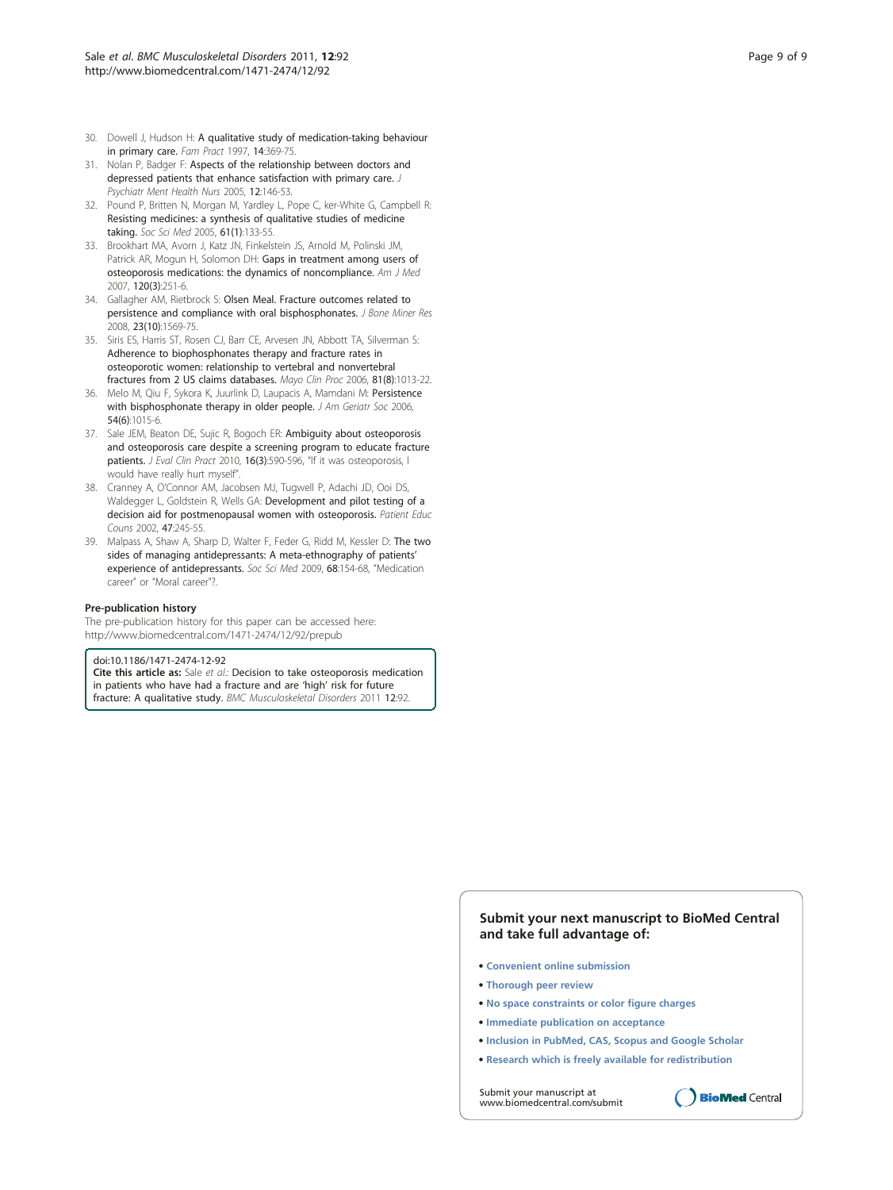30. Dowell J, Hudson H: **A qualitative study of medication-taking behaviour in primary care.** *Fam Pract* 1997, **14**:369-75.
31. Nolan P, Badger F: **Aspects of the relationship between doctors and depressed patients that enhance satisfaction with primary care.** *J Psychiatr Ment Health Nurs* 2005, **12**:146-53.
32. Pound P, Britten N, Morgan M, Yardley L, Pope C, ker-White G, Campbell R: **Resisting medicines: a synthesis of qualitative studies of medicine taking.** *Soc Sci Med* 2005, **61(1)**:133-55.
33. Brookhart MA, Avorn J, Katz JN, Finkelstein JS, Arnold M, Polinski JM, Patrick AR, Mogun H, Solomon DH: **Gaps in treatment among users of osteoporosis medications: the dynamics of noncompliance.** *Am J Med* 2007, **120(3)**:251-6.
34. Gallagher AM, Rietbrock S: **Olsen Meal. Fracture outcomes related to persistence and compliance with oral bisphosphonates.** *J Bone Miner Res* 2008, **23(10)**:1569-75.
35. Siris ES, Harris ST, Rosen CJ, Barr CE, Arvesen JN, Abbott TA, Silverman S: **Adherence to biophosphonates therapy and fracture rates in osteoporotic women: relationship to vertebral and nonvertebral fractures from 2 US claims databases.** *Mayo Clin Proc* 2006, **81(8)**:1013-22.
36. Melo M, Qiu F, Sykora K, Juurlink D, Laupacis A, Mamdani M: **Persistence with bisphosphonate therapy in older people.** *J Am Geriatr Soc* 2006, **54(6)**:1015-6.
37. Sale JEM, Beaton DE, Sujic R, Bogoch ER: **Ambiguity about osteoporosis and osteoporosis care despite a screening program to educate fracture patients.** *J Eval Clin Pract* 2010, **16(3)**:590-596, "If it was osteoporosis, I would have really hurt myself".
38. Cranney A, O'Connor AM, Jacobsen MJ, Tugwell P, Adachi JD, Ooi DS, Waldegger L, Goldstein R, Wells GA: **Development and pilot testing of a decision aid for postmenopausal women with osteoporosis.** *Patient Educ Couns* 2002, **47**:245-55.
39. Malpass A, Shaw A, Sharp D, Walter F, Feder G, Ridd M, Kessler D: **The two sides of managing antidepressants: A meta-ethnography of patients' experience of antidepressants.** *Soc Sci Med* 2009, **68**:154-68, "Medication career" or "Moral career"?.

### Pre-publication history

The pre-publication history for this paper can be accessed here:
http://www.biomedcentral.com/1471-2474/12/92/prepub

doi:10.1186/1471-2474-12-92

**Cite this article as:** Sale *et al.*: Decision to take osteoporosis medication in patients who have had a fracture and are 'high' risk for future fracture: A qualitative study. *BMC Musculoskeletal Disorders* 2011 **12**:92.

**Submit your next manuscript to BioMed Central and take full advantage of:**

- **Convenient online submission**
- **Thorough peer review**
- **No space constraints or color figure charges**
- **Immediate publication on acceptance**
- **Inclusion in PubMed, CAS, Scopus and Google Scholar**
- **Research which is freely available for redistribution**

Submit your manuscript at
www.biomedcentral.com/submit

BioMed Central